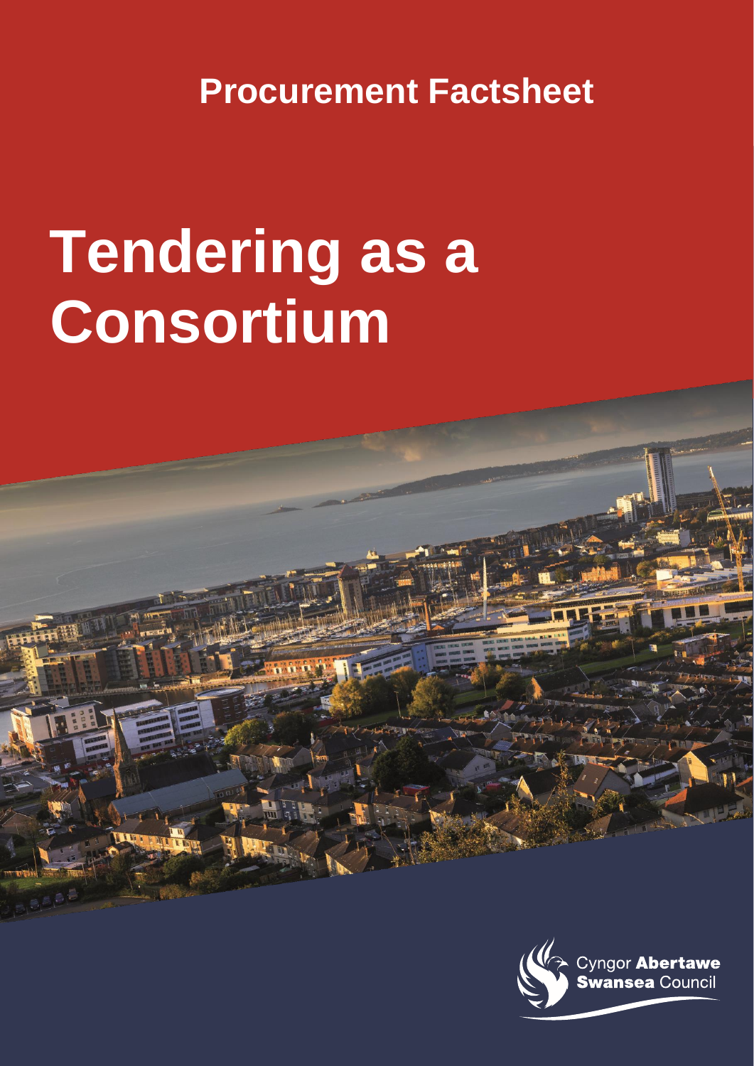Procurement Factsheet

# Tendering as a Consortium

Cyngor **Abertawe**
**Swansea** Council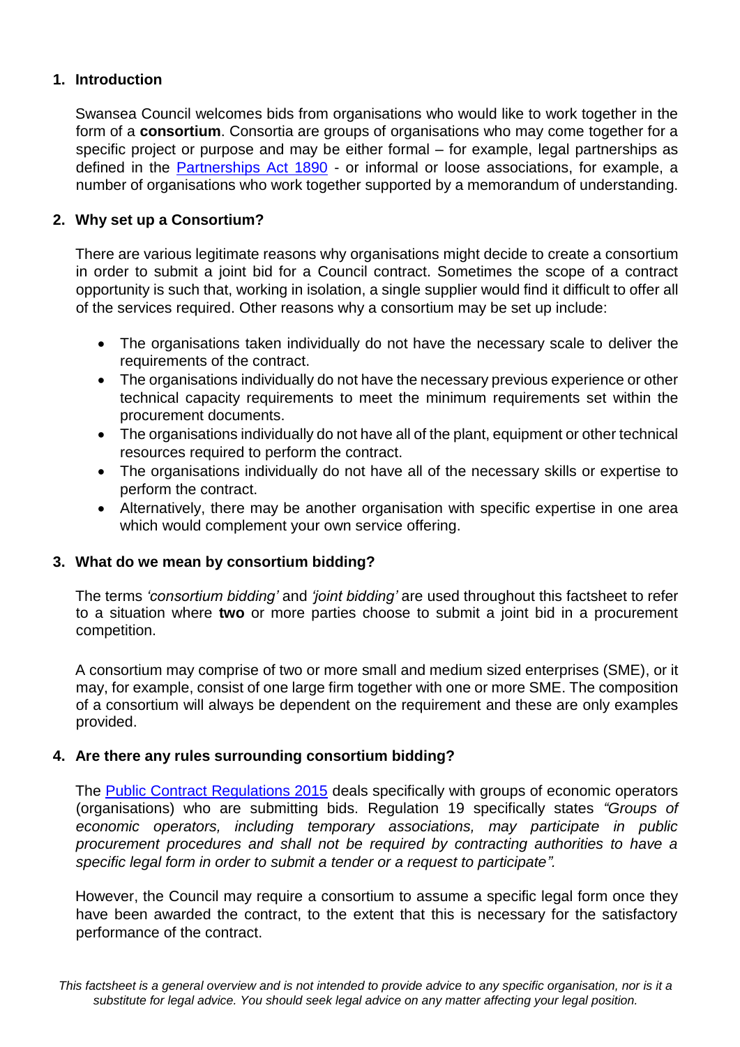## 1. Introduction

Swansea Council welcomes bids from organisations who would like to work together in the form of a **consortium**. Consortia are groups of organisations who may come together for a specific project or purpose and may be either formal – for example, legal partnerships as defined in the [Partnerships Act 1890]() - or informal or loose associations, for example, a number of organisations who work together supported by a memorandum of understanding.

## 2. Why set up a Consortium?

There are various legitimate reasons why organisations might decide to create a consortium in order to submit a joint bid for a Council contract. Sometimes the scope of a contract opportunity is such that, working in isolation, a single supplier would find it difficult to offer all of the services required. Other reasons why a consortium may be set up include:

- The organisations taken individually do not have the necessary scale to deliver the requirements of the contract.
- The organisations individually do not have the necessary previous experience or other technical capacity requirements to meet the minimum requirements set within the procurement documents.
- The organisations individually do not have all of the plant, equipment or other technical resources required to perform the contract.
- The organisations individually do not have all of the necessary skills or expertise to perform the contract.
- Alternatively, there may be another organisation with specific expertise in one area which would complement your own service offering.

## 3. What do we mean by consortium bidding?

The terms *'consortium bidding'* and *'joint bidding'* are used throughout this factsheet to refer to a situation where **two** or more parties choose to submit a joint bid in a procurement competition.

A consortium may comprise of two or more small and medium sized enterprises (SME), or it may, for example, consist of one large firm together with one or more SME. The composition of a consortium will always be dependent on the requirement and these are only examples provided.

## 4. Are there any rules surrounding consortium bidding?

The [Public Contract Regulations 2015]() deals specifically with groups of economic operators (organisations) who are submitting bids. Regulation 19 specifically states *"Groups of economic operators, including temporary associations, may participate in public procurement procedures and shall not be required by contracting authorities to have a specific legal form in order to submit a tender or a request to participate".*

However, the Council may require a consortium to assume a specific legal form once they have been awarded the contract, to the extent that this is necessary for the satisfactory performance of the contract.

*This factsheet is a general overview and is not intended to provide advice to any specific organisation, nor is it a substitute for legal advice. You should seek legal advice on any matter affecting your legal position.*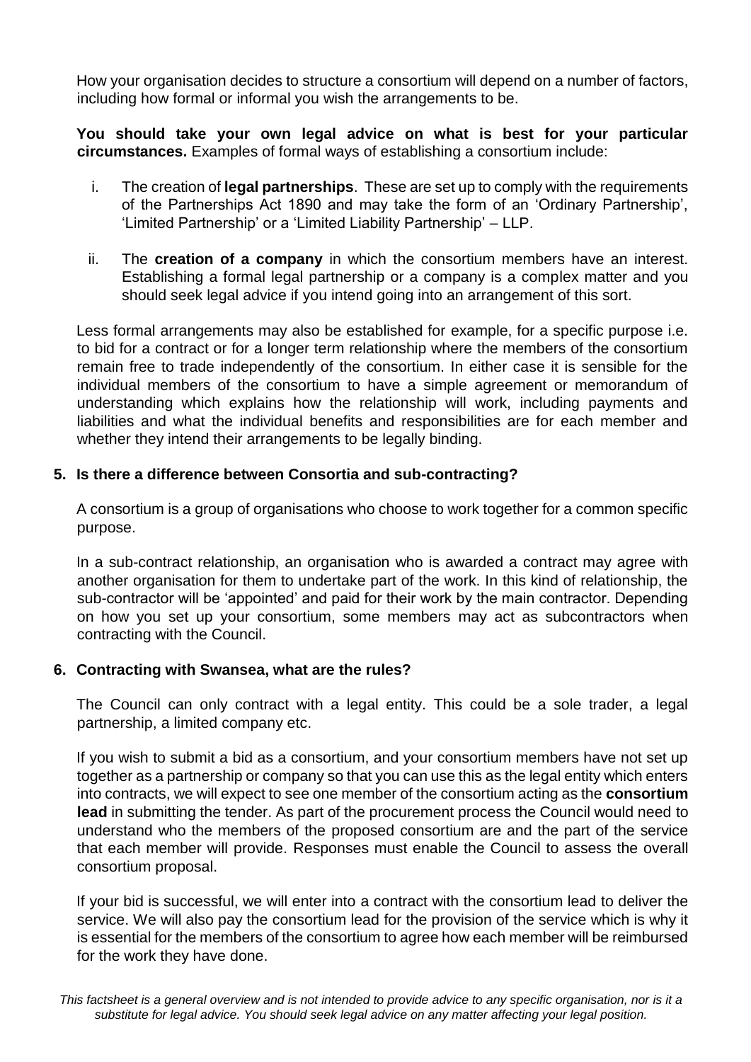How your organisation decides to structure a consortium will depend on a number of factors, including how formal or informal you wish the arrangements to be.

**You should take your own legal advice on what is best for your particular circumstances.** Examples of formal ways of establishing a consortium include:

i. The creation of **legal partnerships**. These are set up to comply with the requirements of the Partnerships Act 1890 and may take the form of an 'Ordinary Partnership', 'Limited Partnership' or a 'Limited Liability Partnership' – LLP.

ii. The **creation of a company** in which the consortium members have an interest. Establishing a formal legal partnership or a company is a complex matter and you should seek legal advice if you intend going into an arrangement of this sort.

Less formal arrangements may also be established for example, for a specific purpose i.e. to bid for a contract or for a longer term relationship where the members of the consortium remain free to trade independently of the consortium. In either case it is sensible for the individual members of the consortium to have a simple agreement or memorandum of understanding which explains how the relationship will work, including payments and liabilities and what the individual benefits and responsibilities are for each member and whether they intend their arrangements to be legally binding.

## 5. Is there a difference between Consortia and sub-contracting?

A consortium is a group of organisations who choose to work together for a common specific purpose.

In a sub-contract relationship, an organisation who is awarded a contract may agree with another organisation for them to undertake part of the work. In this kind of relationship, the sub-contractor will be 'appointed' and paid for their work by the main contractor. Depending on how you set up your consortium, some members may act as subcontractors when contracting with the Council.

## 6. Contracting with Swansea, what are the rules?

The Council can only contract with a legal entity. This could be a sole trader, a legal partnership, a limited company etc.

If you wish to submit a bid as a consortium, and your consortium members have not set up together as a partnership or company so that you can use this as the legal entity which enters into contracts, we will expect to see one member of the consortium acting as the **consortium lead** in submitting the tender. As part of the procurement process the Council would need to understand who the members of the proposed consortium are and the part of the service that each member will provide. Responses must enable the Council to assess the overall consortium proposal.

If your bid is successful, we will enter into a contract with the consortium lead to deliver the service. We will also pay the consortium lead for the provision of the service which is why it is essential for the members of the consortium to agree how each member will be reimbursed for the work they have done.

*This factsheet is a general overview and is not intended to provide advice to any specific organisation, nor is it a substitute for legal advice. You should seek legal advice on any matter affecting your legal position.*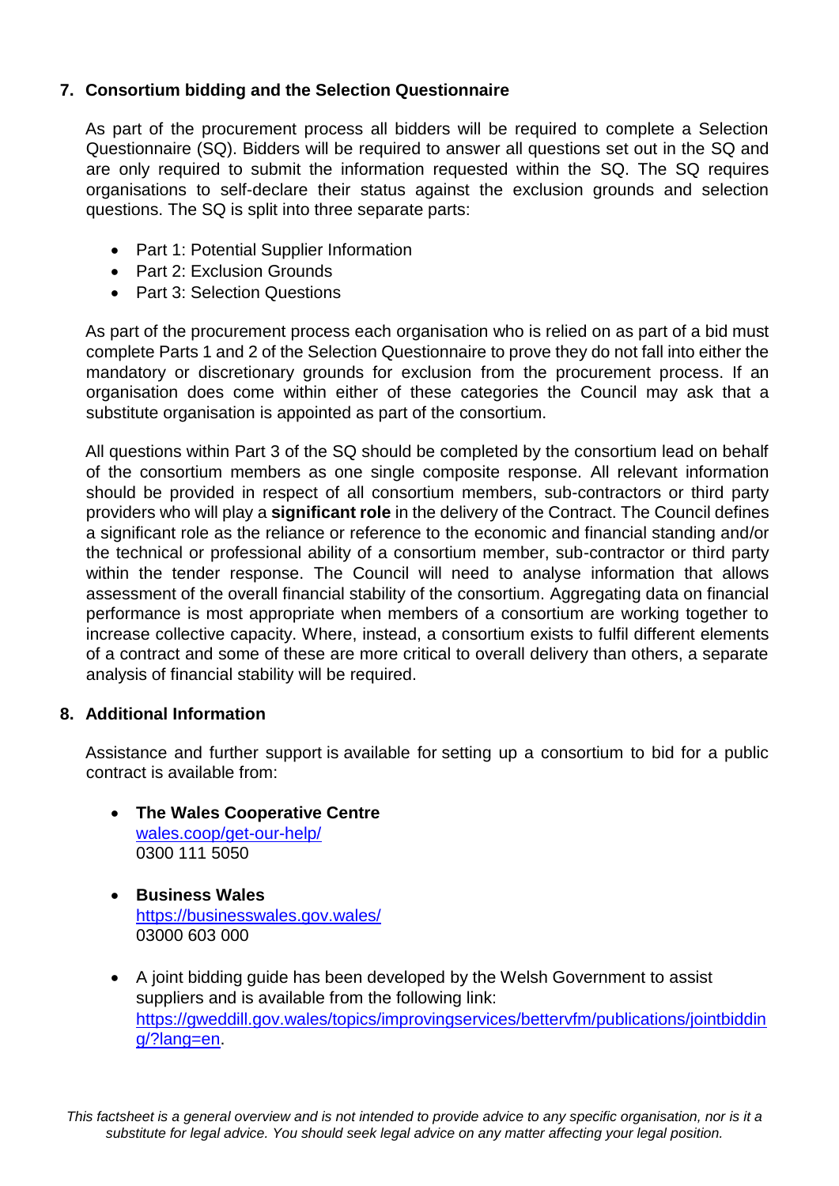## 7. Consortium bidding and the Selection Questionnaire

As part of the procurement process all bidders will be required to complete a Selection Questionnaire (SQ). Bidders will be required to answer all questions set out in the SQ and are only required to submit the information requested within the SQ. The SQ requires organisations to self-declare their status against the exclusion grounds and selection questions. The SQ is split into three separate parts:

- Part 1: Potential Supplier Information
- Part 2: Exclusion Grounds
- Part 3: Selection Questions

As part of the procurement process each organisation who is relied on as part of a bid must complete Parts 1 and 2 of the Selection Questionnaire to prove they do not fall into either the mandatory or discretionary grounds for exclusion from the procurement process. If an organisation does come within either of these categories the Council may ask that a substitute organisation is appointed as part of the consortium.

All questions within Part 3 of the SQ should be completed by the consortium lead on behalf of the consortium members as one single composite response. All relevant information should be provided in respect of all consortium members, sub-contractors or third party providers who will play a **significant role** in the delivery of the Contract. The Council defines a significant role as the reliance or reference to the economic and financial standing and/or the technical or professional ability of a consortium member, sub-contractor or third party within the tender response. The Council will need to analyse information that allows assessment of the overall financial stability of the consortium. Aggregating data on financial performance is most appropriate when members of a consortium are working together to increase collective capacity. Where, instead, a consortium exists to fulfil different elements of a contract and some of these are more critical to overall delivery than others, a separate analysis of financial stability will be required.

## 8. Additional Information

Assistance and further support is available for setting up a consortium to bid for a public contract is available from:

- **The Wales Cooperative Centre**
  [wales.coop/get-our-help/](wales.coop/get-our-help/)
  0300 111 5050

- **Business Wales**
  [https://businesswales.gov.wales/](https://businesswales.gov.wales/)
  03000 603 000

- A joint bidding guide has been developed by the Welsh Government to assist suppliers and is available from the following link: [https://gweddill.gov.wales/topics/improvingservices/bettervfm/publications/jointbidding/?lang=en](https://gweddill.gov.wales/topics/improvingservices/bettervfm/publications/jointbidding/?lang=en).

*This factsheet is a general overview and is not intended to provide advice to any specific organisation, nor is it a substitute for legal advice. You should seek legal advice on any matter affecting your legal position.*